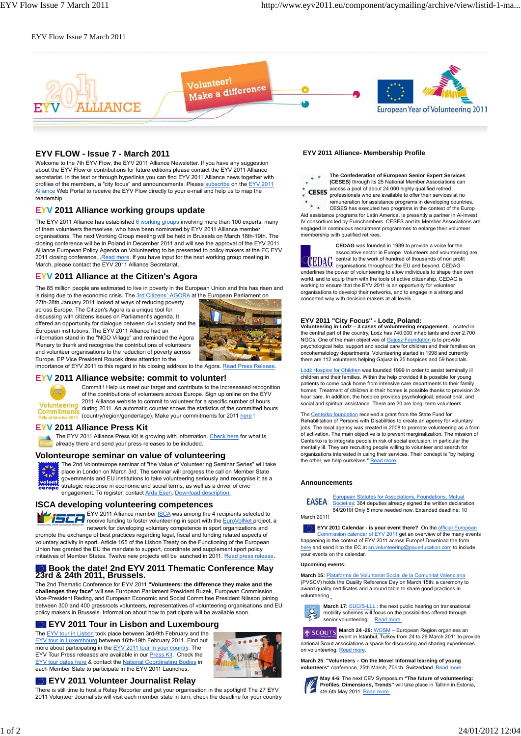EYV Flow Issue 7 March 2011

# EYV FLOW - Issue 7 - March 2011

Welcome to the 7th EYV Flow, the EYV 2011 Alliance Newsletter. If you have any suggestion about the EYV Flow or contributions for future editions please contact the EYV 2011 Alliance secretariat. In the text or through hyperlinks you can find EYV 2011 Alliance news together with profiles of the members, a "city focus" and announcements. Please subscribe on the EYV 2011 Alliance Web Portal to receive the EYV Flow directly to your e-mail and help us to map the readership.

## EYV 2011 Alliance working groups update

The EYV 2011 Alliance has established 6 working groups involving more than 100 experts, many of them volunteers themselves, who have been nominated by EYV 2011 Alliance member organisations. The next Working Group meeting will be held in Brussels on March 18th-19th. The closing conference will be in Poland in December 2011 and will see the approval of the EYV 2011 Alliance European Policy Agenda on Volunteering to be presented to policy makers at the EC EYV 2011 closing conference...Read more. If you have input for the next working group meeting in March, please contact the EYV 2011 Alliance Secretariat.

## EYV 2011 Alliance at the Citizen's Agora

The 85 million people are estimated to live in poverty in the European Union and this has risen and is rising due to the economic crisis. The 3rd Citizens´ AGORA at the European Parliament on 27th-28th January 2011 looked at ways of reducing poverty across Europe. The Citizen's Agora is a unique tool for discussing with citizens issues on Parliament's agenda. It offered an opportunity for dialogue between civil society and the European institutions. The EYV 2011 Alliance had an information stand in the "NGO Village" and reminded the Agora Plenary to thank and recognise the contributions of volunteers and volunteer organisations to the reduction of poverty across Europe. EP Vice President Roucek drew attention to the importance of EYV 2011 to this regard in his closing address to the Agora. Read Press Release.

## EYV 2011 Alliance website: commit to volunteer!

Commit ! Help us meet our target and contribute to the increaseed recognition of the contributions of volunteers across Europe. Sign up online on the EYV 2011 Alliance website to commit to volunteer for a specific number of hours during 2011. An automatic counter shows the statistics of the committed hours (country/region/gender/age). Make your commitments for 2011 here !

## EYV 2011 Alliance Press Kit

The EYV 2011 Alliance Press Kit is growing with information. Check here for what is already there and send your press releases to be included.

## Volonteurope seminar on value of volunteering

The 2nd Volonteurope seminar of "the Value of Volunteering Seminar Series" will take place in London on March 3rd. The seminar will progress the call on Member State governments and EU institutions to take volunteering seriously and recognise it as a strategic response in economic and social terms, as well as a driver of civic engagement. To register, contact Arda Esen. Download description.

## ISCA developing volunteering competences

EYV 2011 Alliance member ISCA was among the 4 recipients selected to receive funding to foster volunteering in sport with the EuroVolNet project, a network for developing voluntary competence in sport organizations and promote the exchange of best practices regarding legal, fiscal and funding related aspects of voluntary activity in sport. Article 165 of the Lisbon Treaty on the Functioning of the European Union has granted the EU the mandate to support, coordinate and supplement sport policy initiatives of Member States. Twelve new projects will be launched in 2011. Read press release.

## Book the date! 2nd EYV 2011 Thematic Conference May 23rd & 24th 2011, Brussels.

The 2nd Thematic Conference for EYV 2011 **"Volunteers: the difference they make and the challenges they face"** will see European Parliament President Buzek, European Commission Vice-President Reding, and European Economic and Social Committee President Nilsson joining between 300 and 400 grassroots volunteers, representatives of volunteering organisations and EU policy makers in Brussels. Information about how to participate will be available soon.

## EYV 2011 Tour in Lisbon and Luxembourg

The EYV tour in Lisbon took place between 3rd-9th February and the EYV tour in Luxembourg between 16th-19th February 2011. Find out more about participating in the EYV 2011 tour in your country. The EYV Tour Press releases are available in our Press Kit. Check the EYV tour dates here & contact the National Coordinating Bodies in each Member State to participate in the EYV 2011 Launches.

## EYV 2011 Volunteer Journalist Relay

There is still time to host a Relay Reporter and get your organisation in the spotlight! The 27 EYV 2011 Volunteer Journalists will visit each member state in turn, check the deadline for your country

## EYV 2011 Alliance- Membership Profile

**The Confederation of European Senior Expert Services (CESES)** through its 25 National Member Associations can access a pool of about 24 000 highly qualified retired professionals who are available to offer their services at no remuneration for assistance programs in developing countries. CESES has executed two programs in the context of the Europ Aid assistance programs for Latin America, is presently a partner in Al-Invest IV consortium led by Eurochambers. CESES and its Member Associations are engaged in continuous recruitment programmes to enlarge their volunteer membership with qualified retirees.

**CEDAG** was founded in 1989 to provide a voice for the associative sector in Europe. Volunteers and volunteering are central to the work of hundred of thousands of non profit organisations throughout the EU and beyond. CEDAG underlines the power of volunteering to allow individuals to shape their own world, and to equip them with the tools of active citizenship. CEDAG is working to ensure that the EYV 2011 is an opportunity for volunteer organisations to develop their networks, and to engage in a strong and concerted way with decision makers at all levels.

## EYV 2011 "City Focus" - Lodz, Poland:

**Volunteering in Lodz – 3 cases of volunteering engagement.** Located in the central part of the country, Lodz has 740.000 inhabitants and over 2.700 NGOs. One of the main objectives of Gajusz Foundation is to provide psychological help, support and social care for children and their families in oncohematology departments. Volunteering started in 1998 and currently there are 112 volunteers helping Gajusz in 25 hospices and 59 hospitals.

Łódź Hospice for Children was founded 1999 in order to assist terminally ill children and their families. Within the help provided it is possible for young patients to come back home from intensive care departments to their family homes. Treatment of children in their homes is possible thanks to provision 24 hour care. In addition, the hospice provides psychological, educational, and social and spiritual assistance. There are 20 are long–term volunteers.

The Centerko foundation received a grant from the State Fund for Rehabilitation of Persons with Disabilities to create an agency for voluntary jobs. The local agency was created in 2008 to promote volunteering as a form of activation. The main objective is to prevent marginalization. The mission of Centerko is to integrate people in risk of social exclusion, in particular the mentally ill. They are recruiting people willing to volunteer and search for organizations interested in using their services. Their concept is "by helping the other, we help ourselves." Read more.

## Announcements

European Statutes for Associations, Foundations, Mutual Societies: 364 deputies already signed the written declaration 84/2010! Only 5 more needed now. Extended deadline: 10 March 2011!

**EYV 2011 Calendar - is your event there?** On the official European Commission calendar of EYV 2011 get an overview of the many events happening in the context of EYV 2011 across Europe! Download the form here and send it to the EC at sn.volunteering@paueducation.com to include your events on the calendar.

**Upcoming events:**

**March 15:** Plataforma de Voluntariat Social de la Comunitat Valenciana (PVSCV) holds the Quality Reference Day on March 15th: a ceremony to award quality certificates and a round table to share good practices in volunteering

**March 17:** EUCIS-LLL : the next public hearing on transnational mobility schemes will focus on the possibilities offered through senior volunteering. Read more.

**March 24 -29:** WOSM – European Region organises an event in Istanbul, Turkey from 24 to 29 March 2011 to provide national Scout associations a space for discussing and sharing experiences on volunteering. Read more.

**March 25**: **"Volunteers – On the Move! Informal learning of young volunteers"** conference, 25th March, Zürich, Switzerland. Read more.

**May 4-6**: The next CEV Symposium **"The future of volunteering: Profiles, Dimensions, Trends"** will take place in Tallinn in Estonia, 4th-6th May 2011. Read more.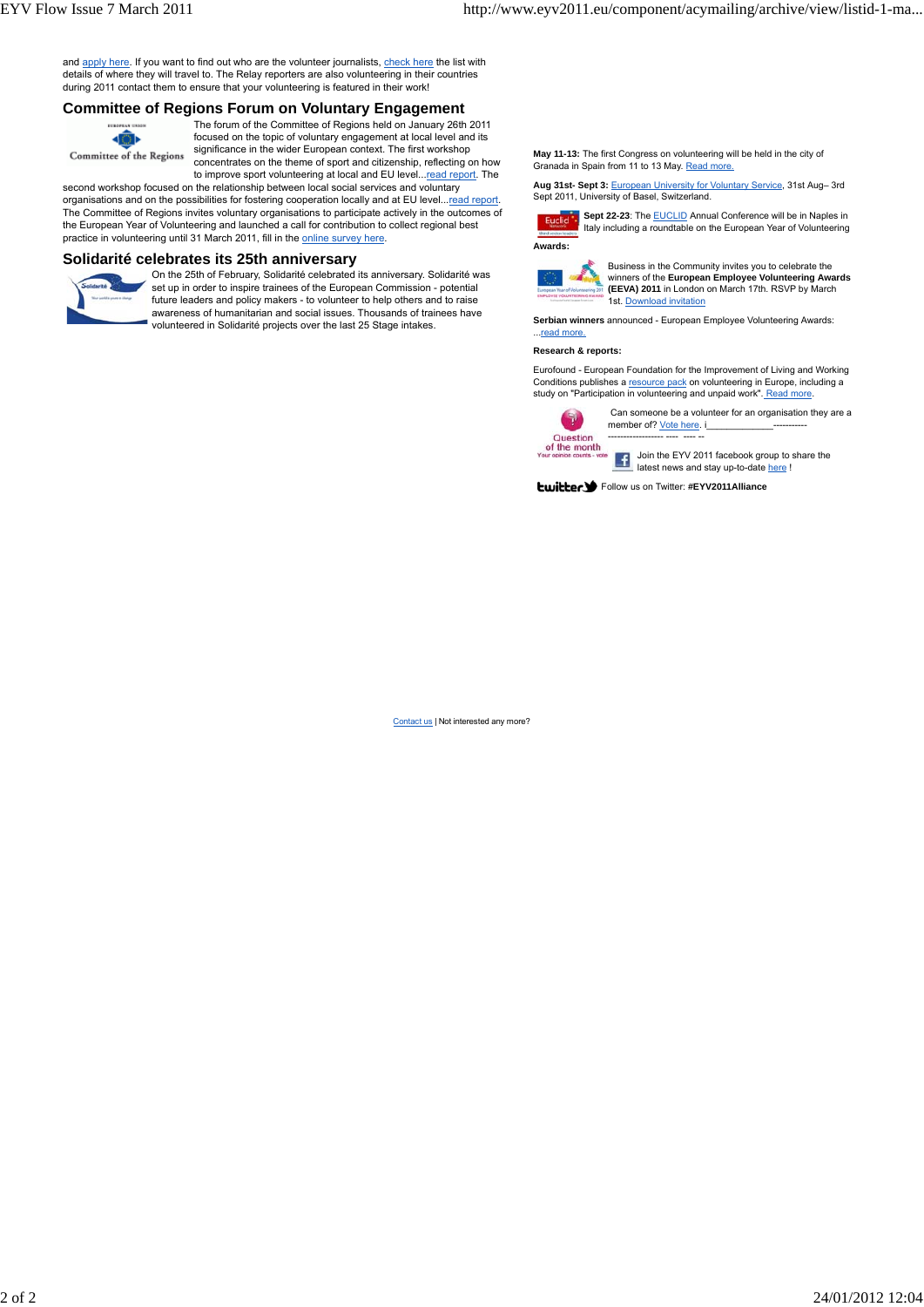and apply here. If you want to find out who are the volunteer journalists, check here the list with details of where they will travel to. The Relay reporters are also volunteering in their countries during 2011 contact them to ensure that your volunteering is featured in their work!

## Committee of Regions Forum on Voluntary Engagement

The forum of the Committee of Regions held on January 26th 2011 focused on the topic of voluntary engagement at local level and its significance in the wider European context. The first workshop concentrates on the theme of sport and citizenship, reflecting on how to improve sport volunteering at local and EU level...read report. The second workshop focused on the relationship between local social services and voluntary organisations and on the possibilities for fostering cooperation locally and at EU level...read report. The Committee of Regions invites voluntary organisations to participate actively in the outcomes of the European Year of Volunteering and launched a call for contribution to collect regional best practice in volunteering until 31 March 2011, fill in the online survey here.

## Solidarité celebrates its 25th anniversary

On the 25th of February, Solidarité celebrated its anniversary. Solidarité was set up in order to inspire trainees of the European Commission - potential future leaders and policy makers - to volunteer to help others and to raise awareness of humanitarian and social issues. Thousands of trainees have volunteered in Solidarité projects over the last 25 Stage intakes.

**May 11-13:** The first Congress on volunteering will be held in the city of Granada in Spain from 11 to 13 May. Read more.

**Aug 31st- Sept 3:** European University for Voluntary Service, 31st Aug– 3rd Sept 2011, University of Basel, Switzerland.

**Sept 22-23**: The EUCLID Annual Conference will be in Naples in Italy including a roundtable on the European Year of Volunteering

**Awards:**

Business in the Community invites you to celebrate the winners of the **European Employee Volunteering Awards (EEVA) 2011** in London on March 17th. RSVP by March 1st. Download invitation

**Serbian winners** announced - European Employee Volunteering Awards: ...read more.

**Research & reports:**

Eurofound - European Foundation for the Improvement of Living and Working Conditions publishes a resource pack on volunteering in Europe, including a study on "Participation in volunteering and unpaid work". Read more.

Question of the month — Your opinion counts - vote

Can someone be a volunteer for an organisation they are a member of? Vote here.

Join the EYV 2011 facebook group to share the latest news and stay up-to-date here !

Follow us on Twitter: **#EYV2011Alliance**

Contact us | Not interested any more?